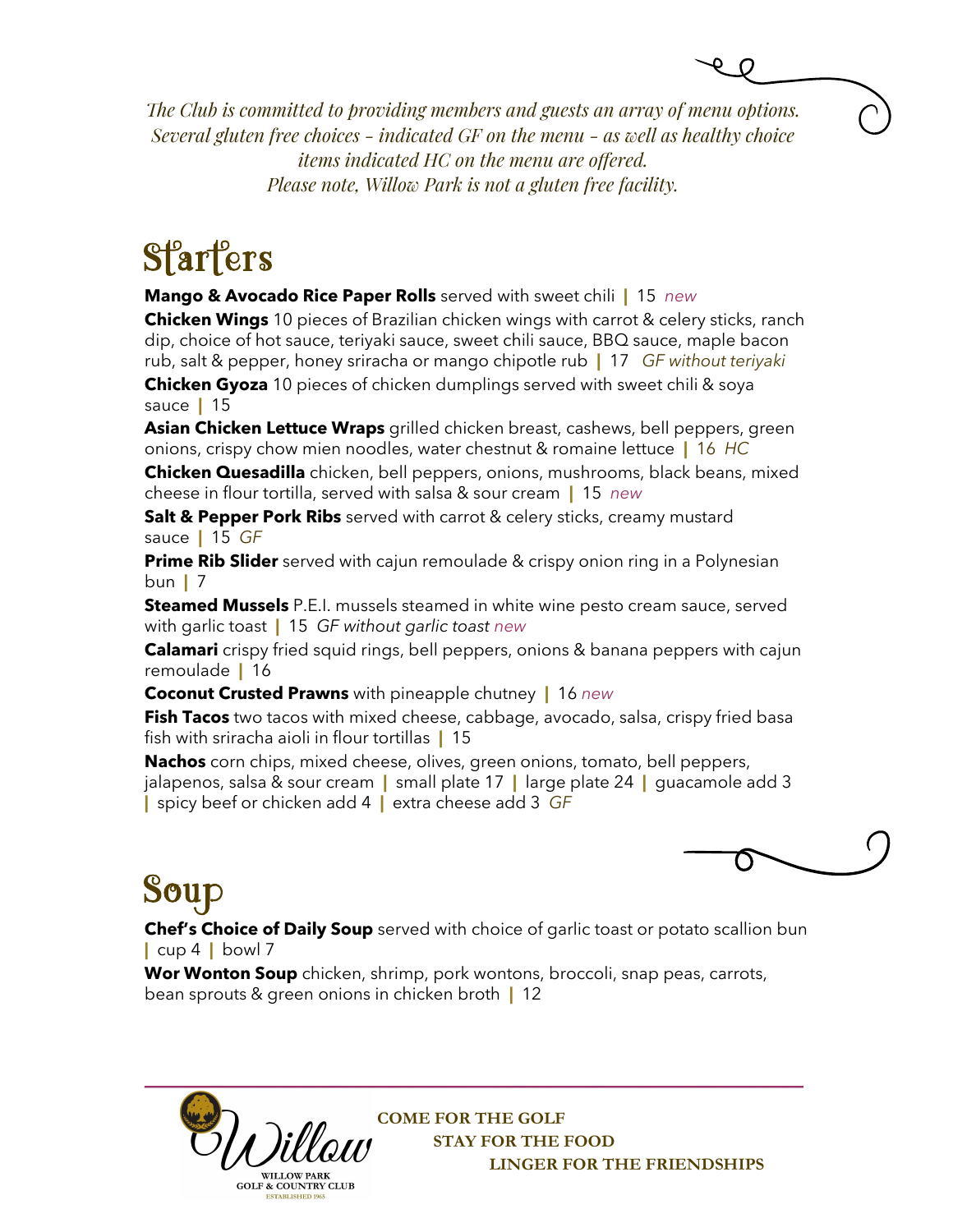*The Club is committed to providing members and guests an array of menu options. Several gluten free choices - indicated GF on the menu - as well as healthy choice items indicated HC on the menu are offered. Please note, Willow Park is not a gluten free facility.*

# Starters

**Mango & Avocado Rice Paper Rolls** served with sweet chili | 15 *new*

**Chicken Wings** 10 pieces of Brazilian chicken wings with carrot & celery sticks, ranch dip, choice of hot sauce, teriyaki sauce, sweet chili sauce, BBQ sauce, maple bacon rub, salt & pepper, honey sriracha or mango chipotle rub | 17 *GF without teriyaki*

**Chicken Gyoza** 10 pieces of chicken dumplings served with sweet chili & soya sauce | 15

**Asian Chicken Lettuce Wraps** grilled chicken breast, cashews, bell peppers, green onions, crispy chow mien noodles, water chestnut & romaine lettuce | 16 *HC*

**Chicken Quesadilla** chicken, bell peppers, onions, mushrooms, black beans, mixed cheese in flour tortilla, served with salsa & sour cream | 15 *new*

**Salt & Pepper Pork Ribs** served with carrot & celery sticks, creamy mustard sauce | 15 *GF*

**Prime Rib Slider** served with cajun remoulade & crispy onion ring in a Polynesian bun | 7

**Steamed Mussels** P.E.I. mussels steamed in white wine pesto cream sauce, served with garlic toast | 15 *GF without garlic toast* *new*

**Calamari** crispy fried squid rings, bell peppers, onions & banana peppers with cajun remoulade | 16

**Coconut Crusted Prawns** with pineapple chutney | 16 *new*

**Fish Tacos** two tacos with mixed cheese, cabbage, avocado, salsa, crispy fried basa fish with sriracha aioli in flour tortillas | 15

**Nachos** corn chips, mixed cheese, olives, green onions, tomato, bell peppers, jalapenos, salsa & sour cream | small plate 17 | large plate 24 | guacamole add 3 | spicy beef or chicken add 4 | extra cheese add 3 *GF*

# Soup

**Chef's Choice of Daily Soup** served with choice of garlic toast or potato scallion bun | cup 4 | bowl 7

**Wor Wonton Soup** chicken, shrimp, pork wontons, broccoli, snap peas, carrots, bean sprouts & green onions in chicken broth | 12

Willow — WILLOW PARK GOLF & COUNTRY CLUB — ESTABLISHED 1965

**COME FOR THE GOLF**
**STAY FOR THE FOOD**
**LINGER FOR THE FRIENDSHIPS**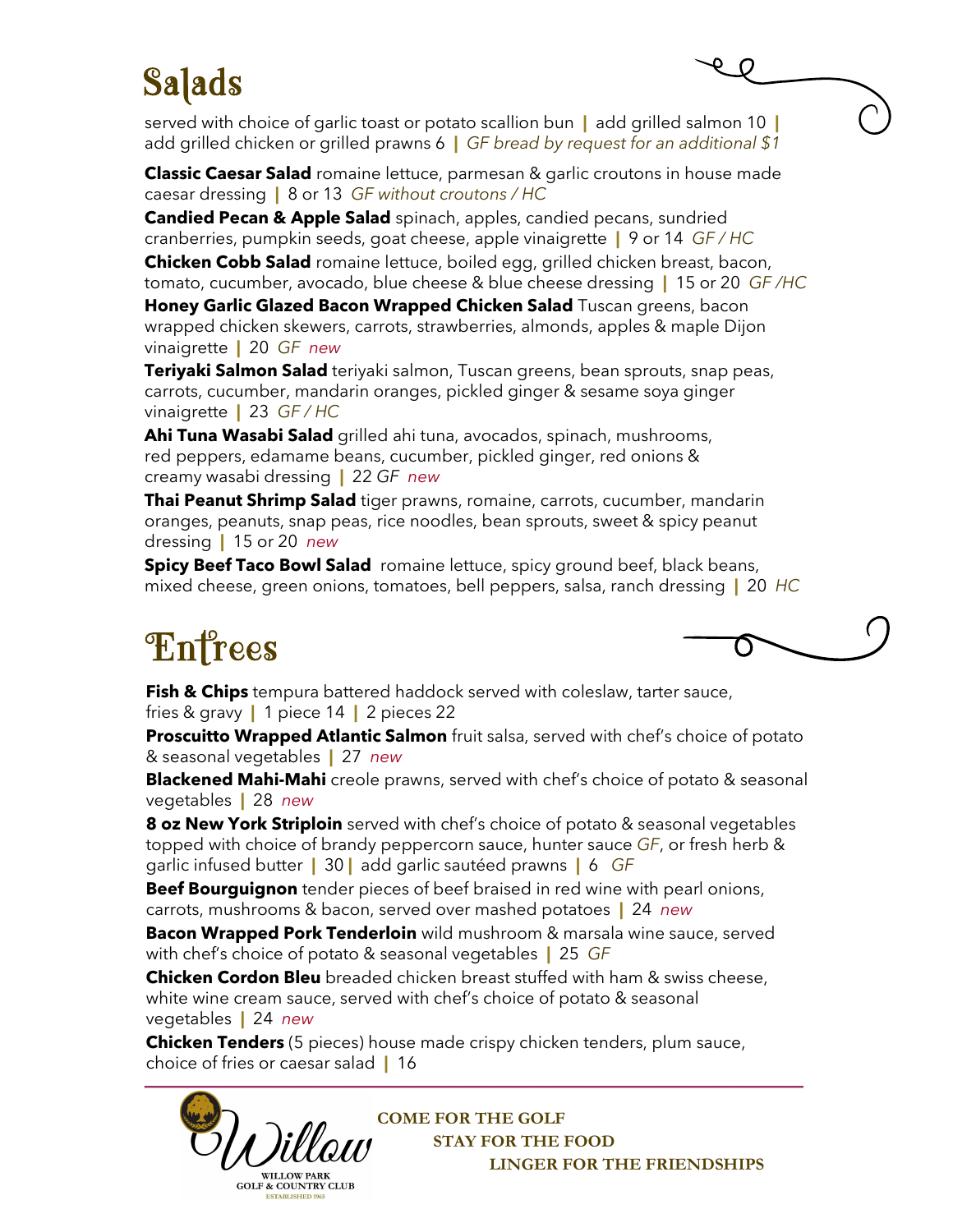# Salads

served with choice of garlic toast or potato scallion bun | add grilled salmon 10 | add grilled chicken or grilled prawns 6 | *GF bread by request for an additional $1*

**Classic Caesar Salad** romaine lettuce, parmesan & garlic croutons in house made caesar dressing | 8 or 13 *GF without croutons / HC*

**Candied Pecan & Apple Salad** spinach, apples, candied pecans, sundried cranberries, pumpkin seeds, goat cheese, apple vinaigrette | 9 or 14 *GF / HC*

**Chicken Cobb Salad** romaine lettuce, boiled egg, grilled chicken breast, bacon, tomato, cucumber, avocado, blue cheese & blue cheese dressing | 15 or 20 *GF /HC*

**Honey Garlic Glazed Bacon Wrapped Chicken Salad** Tuscan greens, bacon wrapped chicken skewers, carrots, strawberries, almonds, apples & maple Dijon vinaigrette | 20 *GF new*

**Teriyaki Salmon Salad** teriyaki salmon, Tuscan greens, bean sprouts, snap peas, carrots, cucumber, mandarin oranges, pickled ginger & sesame soya ginger vinaigrette | 23 *GF / HC*

**Ahi Tuna Wasabi Salad** grilled ahi tuna, avocados, spinach, mushrooms, red peppers, edamame beans, cucumber, pickled ginger, red onions & creamy wasabi dressing | 22 *GF new*

**Thai Peanut Shrimp Salad** tiger prawns, romaine, carrots, cucumber, mandarin oranges, peanuts, snap peas, rice noodles, bean sprouts, sweet & spicy peanut dressing | 15 or 20 *new*

**Spicy Beef Taco Bowl Salad** romaine lettuce, spicy ground beef, black beans, mixed cheese, green onions, tomatoes, bell peppers, salsa, ranch dressing | 20 *HC*

# Entrees

**Fish & Chips** tempura battered haddock served with coleslaw, tarter sauce, fries & gravy | 1 piece 14 | 2 pieces 22

**Proscuitto Wrapped Atlantic Salmon** fruit salsa, served with chef's choice of potato & seasonal vegetables | 27 *new*

**Blackened Mahi-Mahi** creole prawns, served with chef's choice of potato & seasonal vegetables | 28 *new*

**8 oz New York Striploin** served with chef's choice of potato & seasonal vegetables topped with choice of brandy peppercorn sauce, hunter sauce *GF*, or fresh herb & garlic infused butter | 30 | add garlic sautéed prawns | 6 *GF*

**Beef Bourguignon** tender pieces of beef braised in red wine with pearl onions, carrots, mushrooms & bacon, served over mashed potatoes | 24 *new*

**Bacon Wrapped Pork Tenderloin** wild mushroom & marsala wine sauce, served with chef's choice of potato & seasonal vegetables | 25 *GF*

**Chicken Cordon Bleu** breaded chicken breast stuffed with ham & swiss cheese, white wine cream sauce, served with chef's choice of potato & seasonal vegetables | 24 *new*

**Chicken Tenders** (5 pieces) house made crispy chicken tenders, plum sauce, choice of fries or caesar salad | 16

---

Willow
WILLOW PARK GOLF & COUNTRY CLUB
ESTABLISHED 1965

**COME FOR THE GOLF**
**STAY FOR THE FOOD**
**LINGER FOR THE FRIENDSHIPS**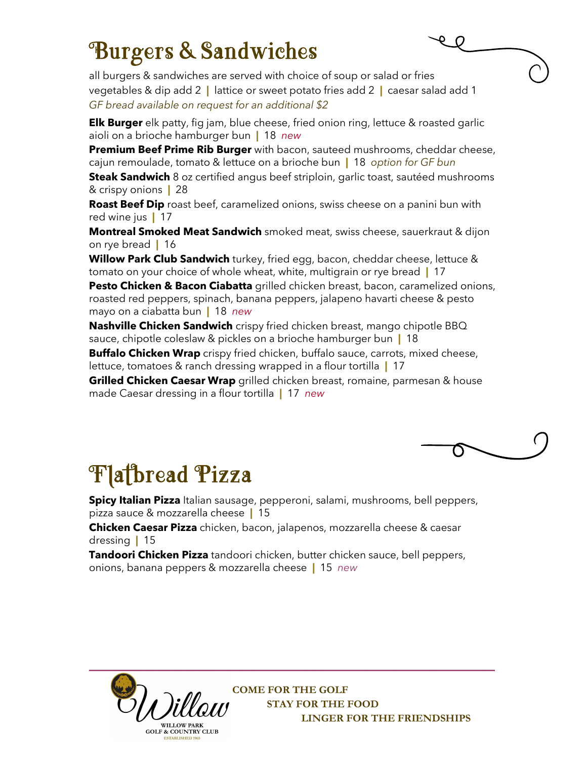# Burgers & Sandwiches

all burgers & sandwiches are served with choice of soup or salad or fries

vegetables & dip add 2 | lattice or sweet potato fries add 2 | caesar salad add 1

*GF bread available on request for an additional $2*

**Elk Burger** elk patty, fig jam, blue cheese, fried onion ring, lettuce & roasted garlic aioli on a brioche hamburger bun | 18 *new*

**Premium Beef Prime Rib Burger** with bacon, sauteed mushrooms, cheddar cheese, cajun remoulade, tomato & lettuce on a brioche bun | 18 *option for GF bun*

**Steak Sandwich** 8 oz certified angus beef striploin, garlic toast, sautéed mushrooms & crispy onions | 28

**Roast Beef Dip** roast beef, caramelized onions, swiss cheese on a panini bun with red wine jus | 17

**Montreal Smoked Meat Sandwich** smoked meat, swiss cheese, sauerkraut & dijon on rye bread | 16

**Willow Park Club Sandwich** turkey, fried egg, bacon, cheddar cheese, lettuce & tomato on your choice of whole wheat, white, multigrain or rye bread | 17

**Pesto Chicken & Bacon Ciabatta** grilled chicken breast, bacon, caramelized onions, roasted red peppers, spinach, banana peppers, jalapeno havarti cheese & pesto mayo on a ciabatta bun | 18 *new*

**Nashville Chicken Sandwich** crispy fried chicken breast, mango chipotle BBQ sauce, chipotle coleslaw & pickles on a brioche hamburger bun | 18

**Buffalo Chicken Wrap** crispy fried chicken, buffalo sauce, carrots, mixed cheese, lettuce, tomatoes & ranch dressing wrapped in a flour tortilla | 17

**Grilled Chicken Caesar Wrap** grilled chicken breast, romaine, parmesan & house made Caesar dressing in a flour tortilla | 17 *new*

# Flatbread Pizza

**Spicy Italian Pizza** Italian sausage, pepperoni, salami, mushrooms, bell peppers, pizza sauce & mozzarella cheese | 15

**Chicken Caesar Pizza** chicken, bacon, jalapenos, mozzarella cheese & caesar dressing | 15

**Tandoori Chicken Pizza** tandoori chicken, butter chicken sauce, bell peppers, onions, banana peppers & mozzarella cheese | 15 *new*

Willow

WILLOW PARK GOLF & COUNTRY CLUB

ESTABLISHED 1965

**COME FOR THE GOLF**
**STAY FOR THE FOOD**
**LINGER FOR THE FRIENDSHIPS**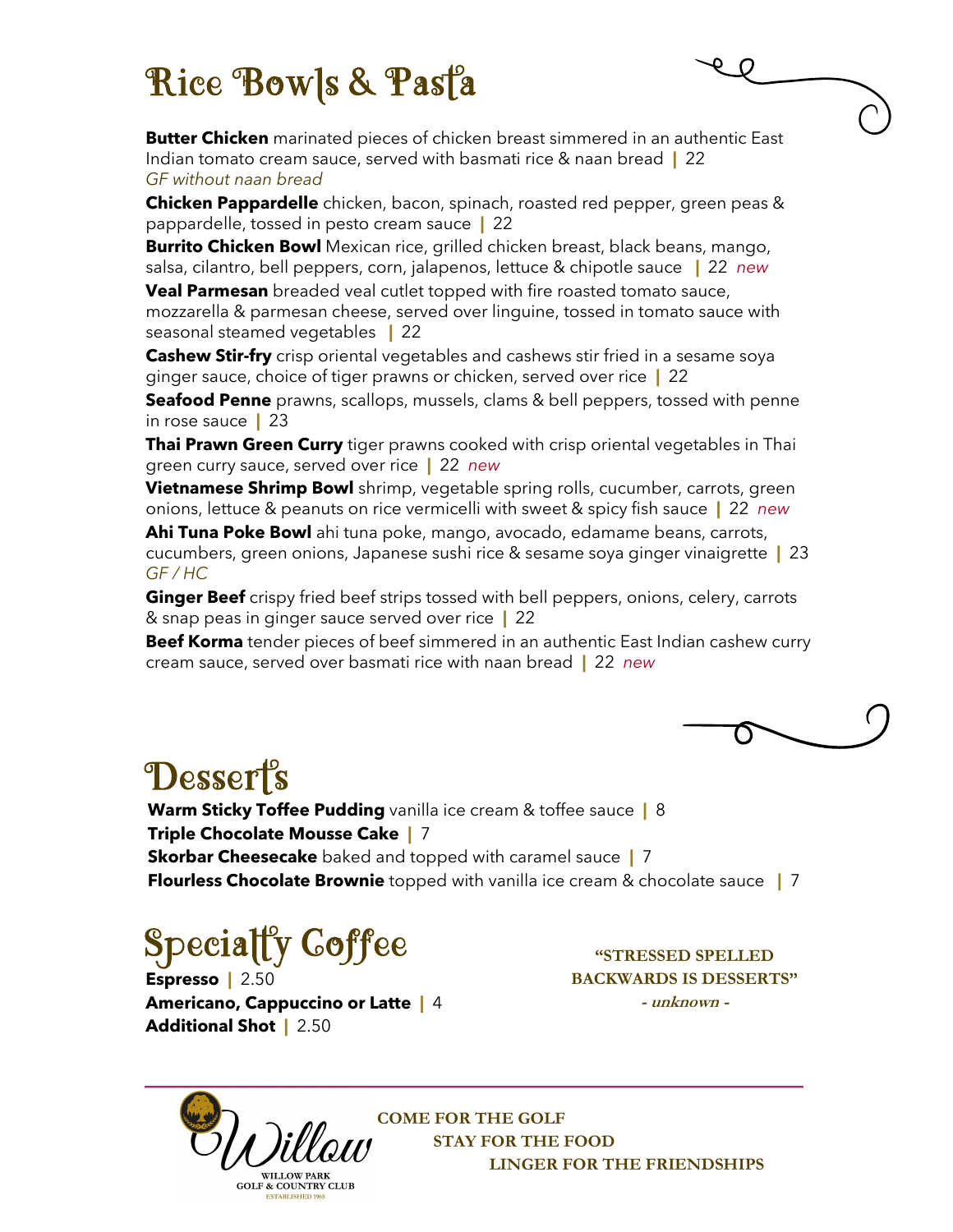# Rice Bowls & Pasta

**Butter Chicken** marinated pieces of chicken breast simmered in an authentic East Indian tomato cream sauce, served with basmati rice & naan bread | 22
*GF without naan bread*

**Chicken Pappardelle** chicken, bacon, spinach, roasted red pepper, green peas & pappardelle, tossed in pesto cream sauce | 22

**Burrito Chicken Bowl** Mexican rice, grilled chicken breast, black beans, mango, salsa, cilantro, bell peppers, corn, jalapenos, lettuce & chipotle sauce | 22 *new*

**Veal Parmesan** breaded veal cutlet topped with fire roasted tomato sauce, mozzarella & parmesan cheese, served over linguine, tossed in tomato sauce with seasonal steamed vegetables | 22

**Cashew Stir-fry** crisp oriental vegetables and cashews stir fried in a sesame soya ginger sauce, choice of tiger prawns or chicken, served over rice | 22

**Seafood Penne** prawns, scallops, mussels, clams & bell peppers, tossed with penne in rose sauce | 23

**Thai Prawn Green Curry** tiger prawns cooked with crisp oriental vegetables in Thai green curry sauce, served over rice | 22 *new*

**Vietnamese Shrimp Bowl** shrimp, vegetable spring rolls, cucumber, carrots, green onions, lettuce & peanuts on rice vermicelli with sweet & spicy fish sauce | 22 *new*

**Ahi Tuna Poke Bowl** ahi tuna poke, mango, avocado, edamame beans, carrots, cucumbers, green onions, Japanese sushi rice & sesame soya ginger vinaigrette | 23
*GF / HC*

**Ginger Beef** crispy fried beef strips tossed with bell peppers, onions, celery, carrots & snap peas in ginger sauce served over rice | 22

**Beef Korma** tender pieces of beef simmered in an authentic East Indian cashew curry cream sauce, served over basmati rice with naan bread | 22 *new*

# Desserts

**Warm Sticky Toffee Pudding** vanilla ice cream & toffee sauce | 8
**Triple Chocolate Mousse Cake** | 7
**Skorbar Cheesecake** baked and topped with caramel sauce | 7
**Flourless Chocolate Brownie** topped with vanilla ice cream & chocolate sauce | 7

# Specialty Coffee

**Espresso** | 2.50
**Americano, Cappuccino or Latte** | 4
**Additional Shot** | 2.50

**"STRESSED SPELLED BACKWARDS IS DESSERTS"**
***- unknown -***

Willow
WILLOW PARK
GOLF & COUNTRY CLUB
ESTABLISHED 1965

**COME FOR THE GOLF**
**STAY FOR THE FOOD**
**LINGER FOR THE FRIENDSHIPS**